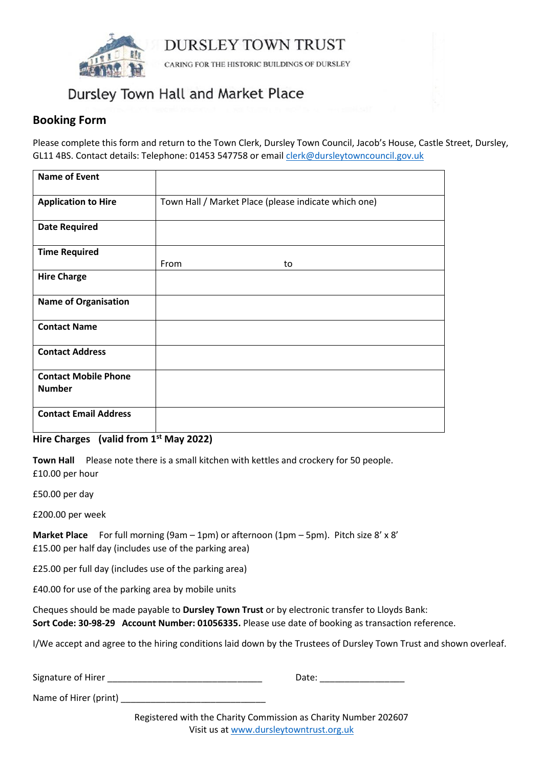# DURSLEY TOWN TRUST

CARING FOR THE HISTORIC BUILDINGS OF DURSLEY

## Dursley Town Hall and Market Place

### Booking Form

Please complete this form and return to the Town Clerk, Dursley Town Council, Jacob's House, Castle Street, Dursley, GL11 4BS. Contact details: Telephone: 01453 547758 or email clerk@dursleytowncouncil.gov.uk

| | |
|---|---|
| **Name of Event** | |
| **Application to Hire** | Town Hall / Market Place (please indicate which one) |
| **Date Required** | |
| **Time Required** | From to |
| **Hire Charge** | |
| **Name of Organisation** | |
| **Contact Name** | |
| **Contact Address** | |
| **Contact Mobile Phone Number** | |
| **Contact Email Address** | |

**Hire Charges (valid from 1st May 2022)**

**Town Hall** Please note there is a small kitchen with kettles and crockery for 50 people.
£10.00 per hour

£50.00 per day

£200.00 per week

**Market Place** For full morning (9am – 1pm) or afternoon (1pm – 5pm). Pitch size 8' x 8'
£15.00 per half day (includes use of the parking area)

£25.00 per full day (includes use of the parking area)

£40.00 for use of the parking area by mobile units

Cheques should be made payable to **Dursley Town Trust** or by electronic transfer to Lloyds Bank:
**Sort Code: 30-98-29 Account Number: 01056335.** Please use date of booking as transaction reference.

I/We accept and agree to the hiring conditions laid down by the Trustees of Dursley Town Trust and shown overleaf.

Signature of Hirer _______________________________ Date: _________________

Name of Hirer (print) _____________________________

Registered with the Charity Commission as Charity Number 202607
Visit us at www.dursleytowntrust.org.uk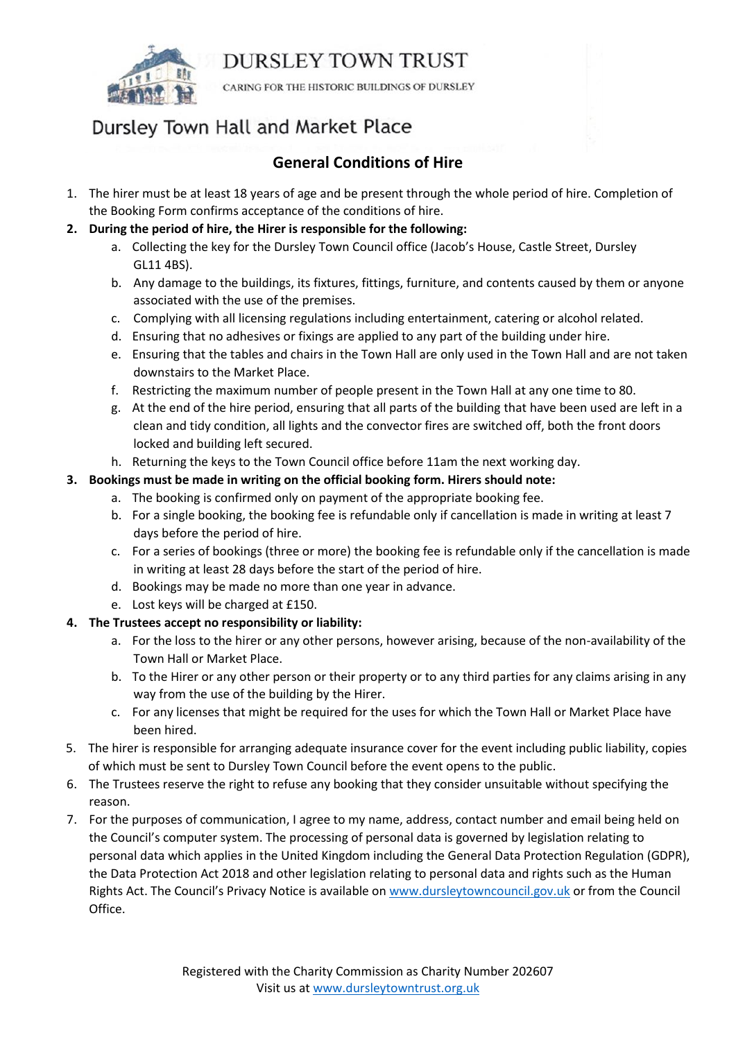# DURSLEY TOWN TRUST

CARING FOR THE HISTORIC BUILDINGS OF DURSLEY

## Dursley Town Hall and Market Place

### General Conditions of Hire

1. The hirer must be at least 18 years of age and be present through the whole period of hire. Completion of the Booking Form confirms acceptance of the conditions of hire.
2. **During the period of hire, the Hirer is responsible for the following:**
    a. Collecting the key for the Dursley Town Council office (Jacob's House, Castle Street, Dursley GL11 4BS).
    b. Any damage to the buildings, its fixtures, fittings, furniture, and contents caused by them or anyone associated with the use of the premises.
    c. Complying with all licensing regulations including entertainment, catering or alcohol related.
    d. Ensuring that no adhesives or fixings are applied to any part of the building under hire.
    e. Ensuring that the tables and chairs in the Town Hall are only used in the Town Hall and are not taken downstairs to the Market Place.
    f. Restricting the maximum number of people present in the Town Hall at any one time to 80.
    g. At the end of the hire period, ensuring that all parts of the building that have been used are left in a clean and tidy condition, all lights and the convector fires are switched off, both the front doors locked and building left secured.
    h. Returning the keys to the Town Council office before 11am the next working day.
3. **Bookings must be made in writing on the official booking form. Hirers should note:**
    a. The booking is confirmed only on payment of the appropriate booking fee.
    b. For a single booking, the booking fee is refundable only if cancellation is made in writing at least 7 days before the period of hire.
    c. For a series of bookings (three or more) the booking fee is refundable only if the cancellation is made in writing at least 28 days before the start of the period of hire.
    d. Bookings may be made no more than one year in advance.
    e. Lost keys will be charged at £150.
4. **The Trustees accept no responsibility or liability:**
    a. For the loss to the hirer or any other persons, however arising, because of the non-availability of the Town Hall or Market Place.
    b. To the Hirer or any other person or their property or to any third parties for any claims arising in any way from the use of the building by the Hirer.
    c. For any licenses that might be required for the uses for which the Town Hall or Market Place have been hired.
5. The hirer is responsible for arranging adequate insurance cover for the event including public liability, copies of which must be sent to Dursley Town Council before the event opens to the public.
6. The Trustees reserve the right to refuse any booking that they consider unsuitable without specifying the reason.
7. For the purposes of communication, I agree to my name, address, contact number and email being held on the Council's computer system. The processing of personal data is governed by legislation relating to personal data which applies in the United Kingdom including the General Data Protection Regulation (GDPR), the Data Protection Act 2018 and other legislation relating to personal data and rights such as the Human Rights Act. The Council's Privacy Notice is available on www.dursleytowncouncil.gov.uk or from the Council Office.

Registered with the Charity Commission as Charity Number 202607
Visit us at www.dursleytowntrust.org.uk